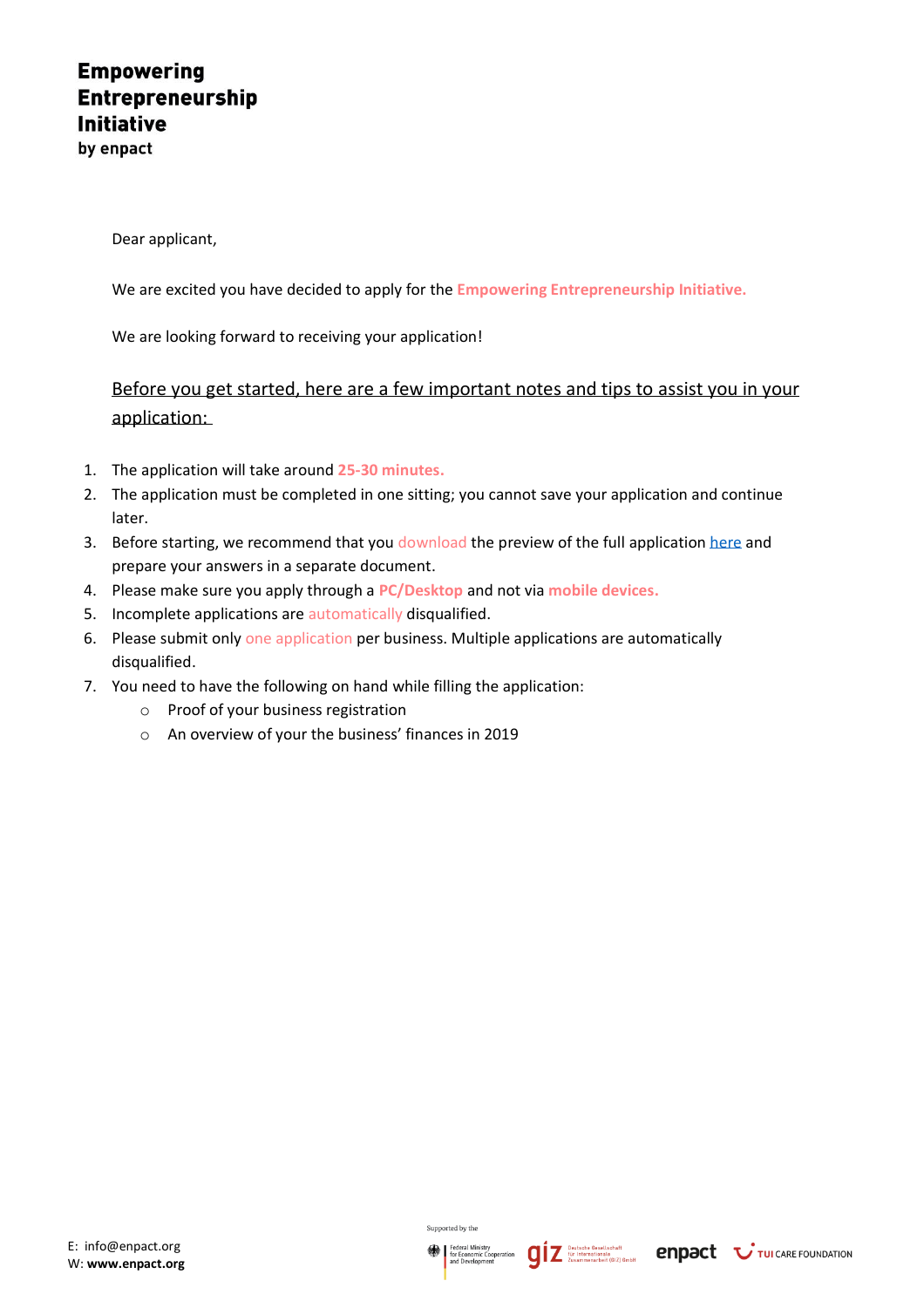# Empowering Entrepreneurship Initiative
**by enpact**

Dear applicant,

We are excited you have decided to apply for the **Empowering Entrepreneurship Initiative.**

We are looking forward to receiving your application!

## Before you get started, here are a few important notes and tips to assist you in your application:

1. The application will take around **25-30 minutes.**
2. The application must be completed in one sitting; you cannot save your application and continue later.
3. Before starting, we recommend that you download the preview of the full application here and prepare your answers in a separate document.
4. Please make sure you apply through a **PC/Desktop** and not via **mobile devices.**
5. Incomplete applications are automatically disqualified.
6. Please submit only one application per business. Multiple applications are automatically disqualified.
7. You need to have the following on hand while filling the application:
   - Proof of your business registration
   - An overview of your the business' finances in 2019

E: info@enpact.org
W: **www.enpact.org**

Supported by the Federal Ministry for Economic Cooperation and Development | giz Deutsche Gesellschaft für Internationale Zusammenarbeit (GIZ) GmbH | enpact | TUI CARE FOUNDATION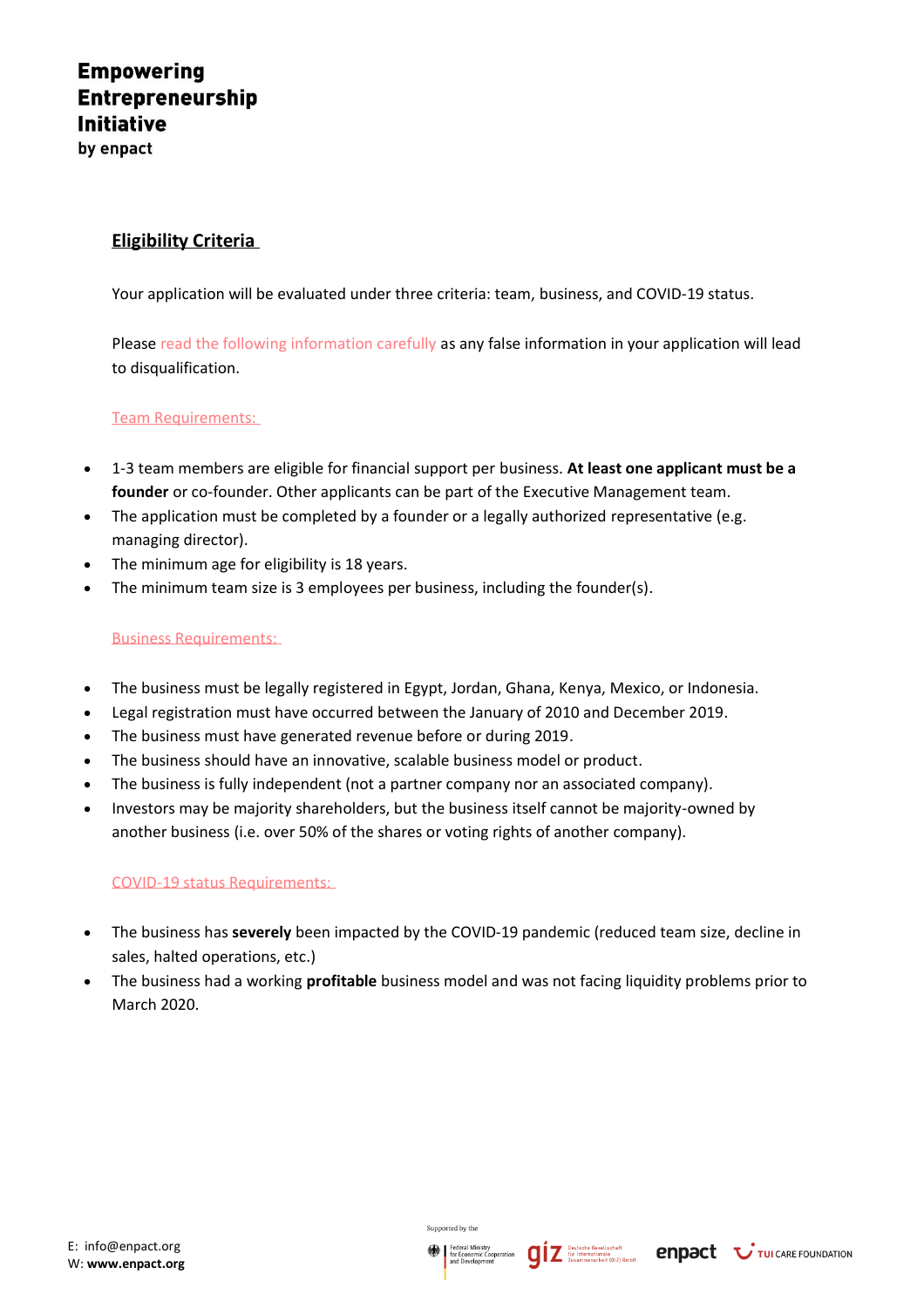**Empowering Entrepreneurship Initiative**
**by enpact**

## Eligibility Criteria

Your application will be evaluated under three criteria: team, business, and COVID-19 status.

Please read the following information carefully as any false information in your application will lead to disqualification.

### Team Requirements:

- 1-3 team members are eligible for financial support per business. **At least one applicant must be a founder** or co-founder. Other applicants can be part of the Executive Management team.
- The application must be completed by a founder or a legally authorized representative (e.g. managing director).
- The minimum age for eligibility is 18 years.
- The minimum team size is 3 employees per business, including the founder(s).

### Business Requirements:

- The business must be legally registered in Egypt, Jordan, Ghana, Kenya, Mexico, or Indonesia.
- Legal registration must have occurred between the January of 2010 and December 2019.
- The business must have generated revenue before or during 2019.
- The business should have an innovative, scalable business model or product.
- The business is fully independent (not a partner company nor an associated company).
- Investors may be majority shareholders, but the business itself cannot be majority-owned by another business (i.e. over 50% of the shares or voting rights of another company).

### COVID-19 status Requirements:

- The business has **severely** been impacted by the COVID-19 pandemic (reduced team size, decline in sales, halted operations, etc.)
- The business had a working **profitable** business model and was not facing liquidity problems prior to March 2020.

E: info@enpact.org
W: **www.enpact.org**

Supported by the Federal Ministry for Economic Cooperation and Development | giz Deutsche Gesellschaft für Internationale Zusammenarbeit (GIZ) GmbH | enpact | TUI CARE FOUNDATION